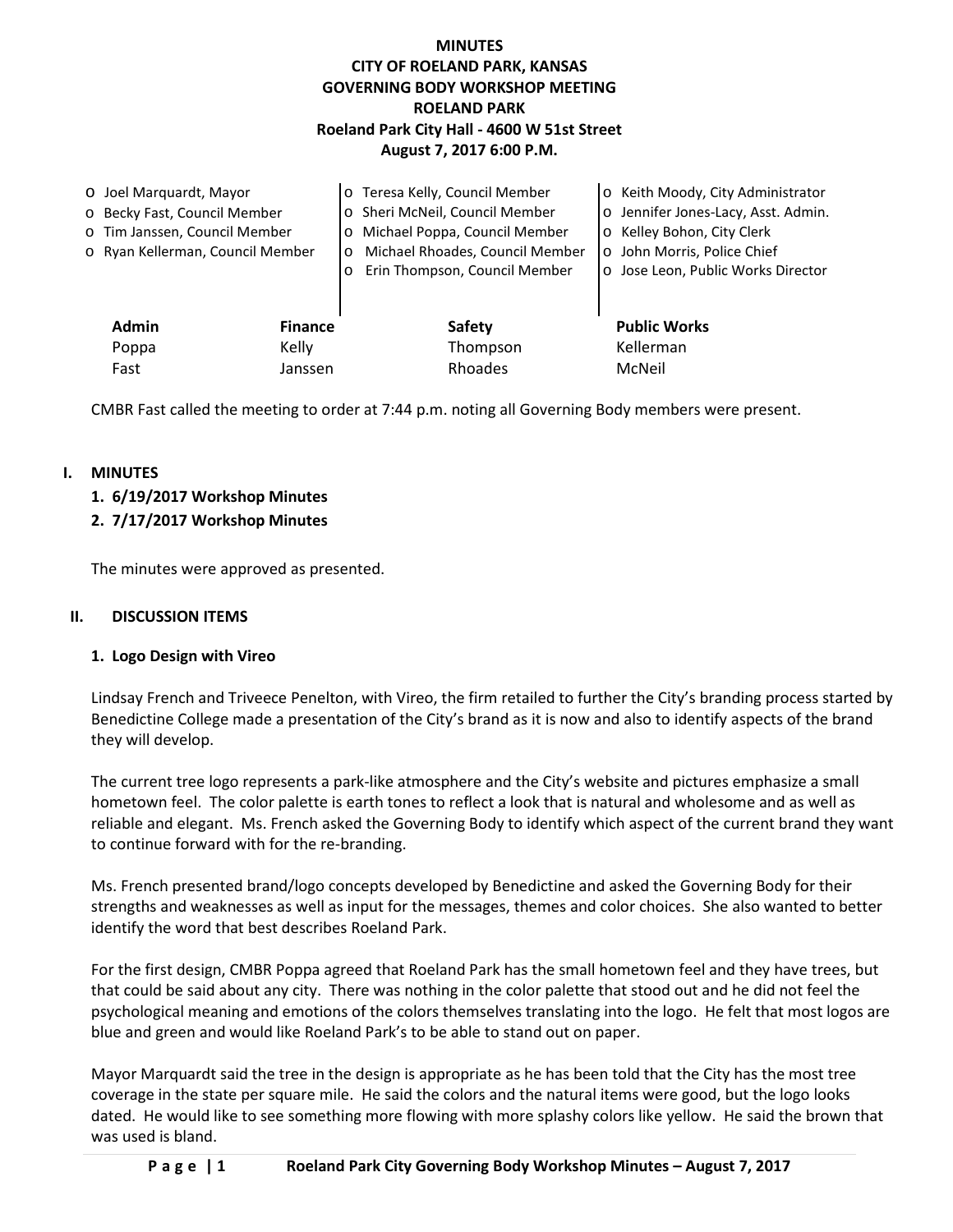# MINUTES
# CITY OF ROELAND PARK, KANSAS
# GOVERNING BODY WORKSHOP MEETING
# ROELAND PARK
## Roeland Park City Hall - 4600 W 51st Street
## August 7, 2017 6:00 P.M.

- o Joel Marquardt, Mayor
- o Becky Fast, Council Member
- o Tim Janssen, Council Member
- o Ryan Kellerman, Council Member
- o Teresa Kelly, Council Member
- o Sheri McNeil, Council Member
- o Michael Poppa, Council Member
- o Michael Rhoades, Council Member
- o Erin Thompson, Council Member
- o Keith Moody, City Administrator
- o Jennifer Jones-Lacy, Asst. Admin.
- o Kelley Bohon, City Clerk
- o John Morris, Police Chief
- o Jose Leon, Public Works Director

| Admin | Finance | Safety | Public Works |
|---|---|---|---|
| Poppa | Kelly | Thompson | Kellerman |
| Fast | Janssen | Rhoades | McNeil |

CMBR Fast called the meeting to order at 7:44 p.m. noting all Governing Body members were present.

## I. MINUTES

**1. 6/19/2017 Workshop Minutes**

**2. 7/17/2017 Workshop Minutes**

The minutes were approved as presented.

## II. DISCUSSION ITEMS

### 1. Logo Design with Vireo

Lindsay French and Triveece Penelton, with Vireo, the firm retailed to further the City's branding process started by Benedictine College made a presentation of the City's brand as it is now and also to identify aspects of the brand they will develop.

The current tree logo represents a park-like atmosphere and the City's website and pictures emphasize a small hometown feel. The color palette is earth tones to reflect a look that is natural and wholesome and as well as reliable and elegant. Ms. French asked the Governing Body to identify which aspect of the current brand they want to continue forward with for the re-branding.

Ms. French presented brand/logo concepts developed by Benedictine and asked the Governing Body for their strengths and weaknesses as well as input for the messages, themes and color choices. She also wanted to better identify the word that best describes Roeland Park.

For the first design, CMBR Poppa agreed that Roeland Park has the small hometown feel and they have trees, but that could be said about any city. There was nothing in the color palette that stood out and he did not feel the psychological meaning and emotions of the colors themselves translating into the logo. He felt that most logos are blue and green and would like Roeland Park's to be able to stand out on paper.

Mayor Marquardt said the tree in the design is appropriate as he has been told that the City has the most tree coverage in the state per square mile. He said the colors and the natural items were good, but the logo looks dated. He would like to see something more flowing with more splashy colors like yellow. He said the brown that was used is bland.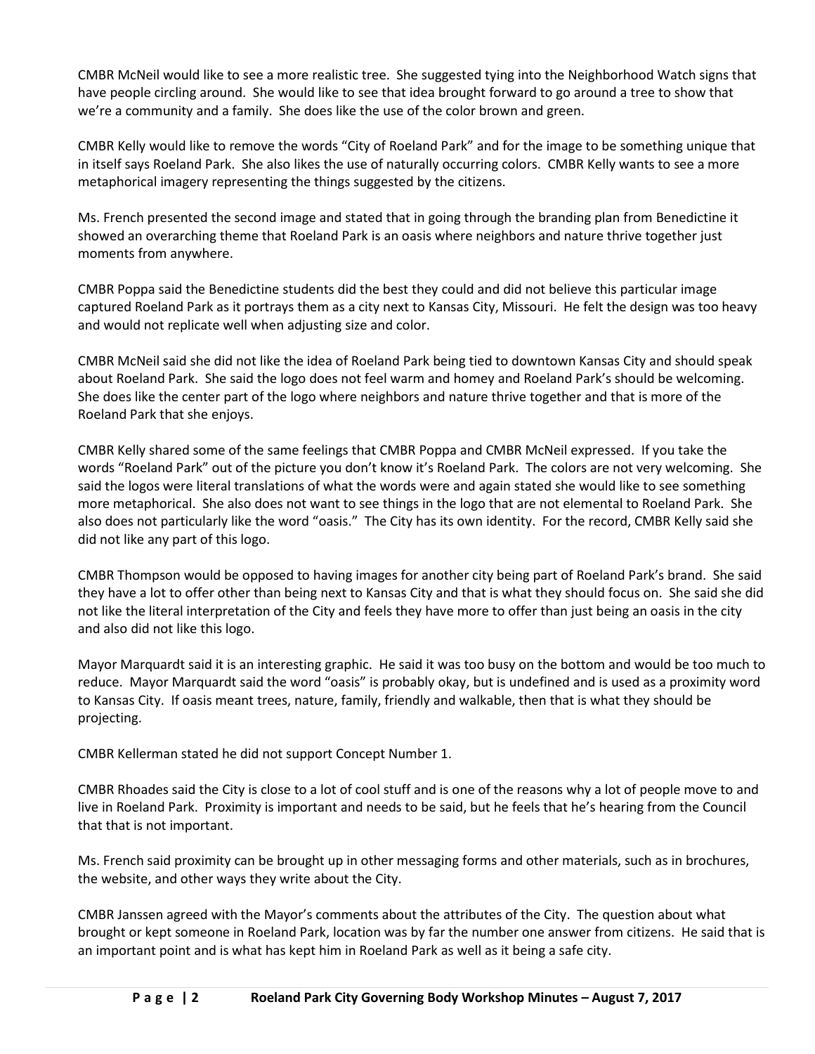CMBR McNeil would like to see a more realistic tree. She suggested tying into the Neighborhood Watch signs that have people circling around. She would like to see that idea brought forward to go around a tree to show that we're a community and a family. She does like the use of the color brown and green.

CMBR Kelly would like to remove the words "City of Roeland Park" and for the image to be something unique that in itself says Roeland Park. She also likes the use of naturally occurring colors. CMBR Kelly wants to see a more metaphorical imagery representing the things suggested by the citizens.

Ms. French presented the second image and stated that in going through the branding plan from Benedictine it showed an overarching theme that Roeland Park is an oasis where neighbors and nature thrive together just moments from anywhere.

CMBR Poppa said the Benedictine students did the best they could and did not believe this particular image captured Roeland Park as it portrays them as a city next to Kansas City, Missouri. He felt the design was too heavy and would not replicate well when adjusting size and color.

CMBR McNeil said she did not like the idea of Roeland Park being tied to downtown Kansas City and should speak about Roeland Park. She said the logo does not feel warm and homey and Roeland Park's should be welcoming. She does like the center part of the logo where neighbors and nature thrive together and that is more of the Roeland Park that she enjoys.

CMBR Kelly shared some of the same feelings that CMBR Poppa and CMBR McNeil expressed. If you take the words "Roeland Park" out of the picture you don't know it's Roeland Park. The colors are not very welcoming. She said the logos were literal translations of what the words were and again stated she would like to see something more metaphorical. She also does not want to see things in the logo that are not elemental to Roeland Park. She also does not particularly like the word "oasis." The City has its own identity. For the record, CMBR Kelly said she did not like any part of this logo.

CMBR Thompson would be opposed to having images for another city being part of Roeland Park's brand. She said they have a lot to offer other than being next to Kansas City and that is what they should focus on. She said she did not like the literal interpretation of the City and feels they have more to offer than just being an oasis in the city and also did not like this logo.

Mayor Marquardt said it is an interesting graphic. He said it was too busy on the bottom and would be too much to reduce. Mayor Marquardt said the word "oasis" is probably okay, but is undefined and is used as a proximity word to Kansas City. If oasis meant trees, nature, family, friendly and walkable, then that is what they should be projecting.

CMBR Kellerman stated he did not support Concept Number 1.

CMBR Rhoades said the City is close to a lot of cool stuff and is one of the reasons why a lot of people move to and live in Roeland Park. Proximity is important and needs to be said, but he feels that he's hearing from the Council that that is not important.

Ms. French said proximity can be brought up in other messaging forms and other materials, such as in brochures, the website, and other ways they write about the City.

CMBR Janssen agreed with the Mayor's comments about the attributes of the City. The question about what brought or kept someone in Roeland Park, location was by far the number one answer from citizens. He said that is an important point and is what has kept him in Roeland Park as well as it being a safe city.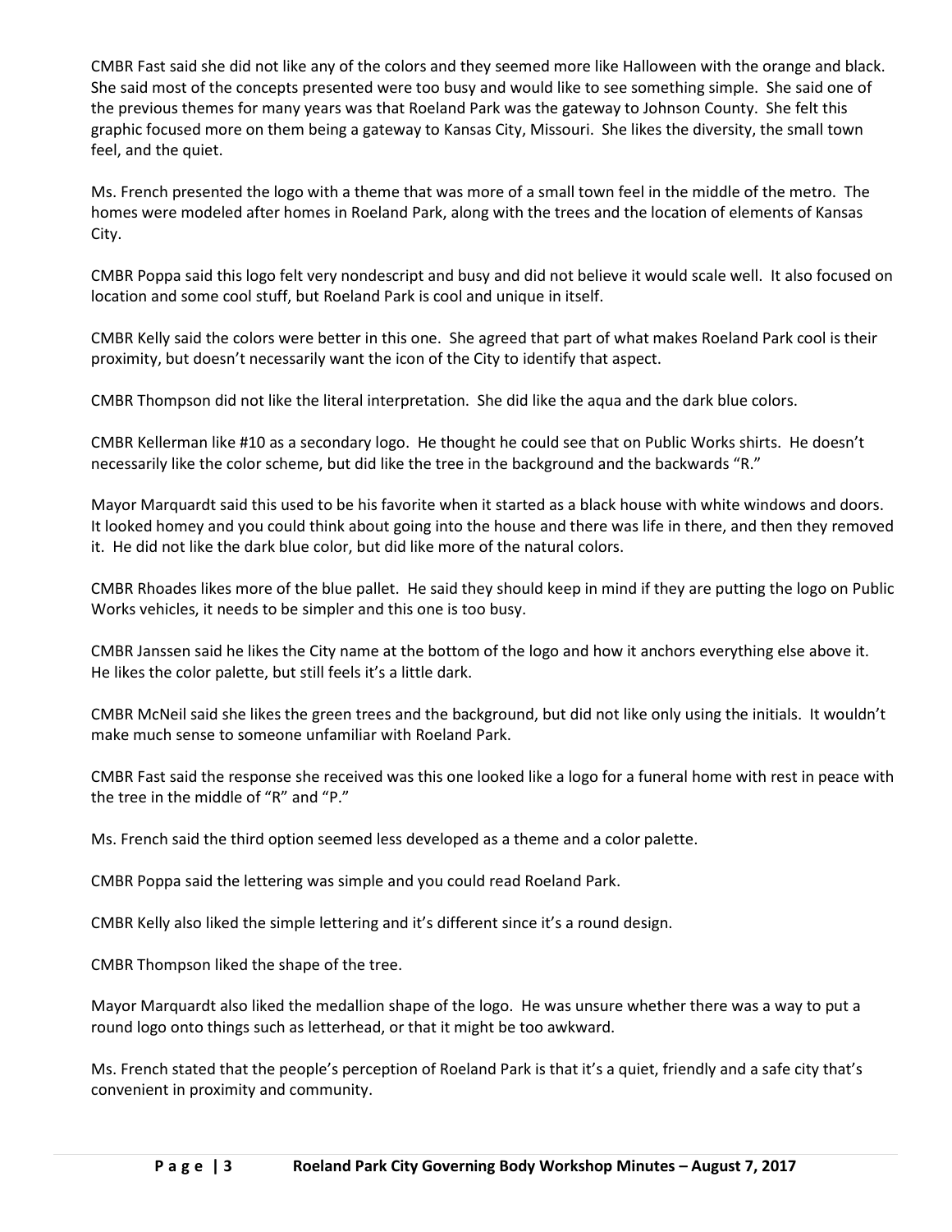CMBR Fast said she did not like any of the colors and they seemed more like Halloween with the orange and black. She said most of the concepts presented were too busy and would like to see something simple. She said one of the previous themes for many years was that Roeland Park was the gateway to Johnson County. She felt this graphic focused more on them being a gateway to Kansas City, Missouri. She likes the diversity, the small town feel, and the quiet.

Ms. French presented the logo with a theme that was more of a small town feel in the middle of the metro. The homes were modeled after homes in Roeland Park, along with the trees and the location of elements of Kansas City.

CMBR Poppa said this logo felt very nondescript and busy and did not believe it would scale well. It also focused on location and some cool stuff, but Roeland Park is cool and unique in itself.

CMBR Kelly said the colors were better in this one. She agreed that part of what makes Roeland Park cool is their proximity, but doesn't necessarily want the icon of the City to identify that aspect.

CMBR Thompson did not like the literal interpretation. She did like the aqua and the dark blue colors.

CMBR Kellerman like #10 as a secondary logo. He thought he could see that on Public Works shirts. He doesn't necessarily like the color scheme, but did like the tree in the background and the backwards "R."

Mayor Marquardt said this used to be his favorite when it started as a black house with white windows and doors. It looked homey and you could think about going into the house and there was life in there, and then they removed it. He did not like the dark blue color, but did like more of the natural colors.

CMBR Rhoades likes more of the blue pallet. He said they should keep in mind if they are putting the logo on Public Works vehicles, it needs to be simpler and this one is too busy.

CMBR Janssen said he likes the City name at the bottom of the logo and how it anchors everything else above it. He likes the color palette, but still feels it's a little dark.

CMBR McNeil said she likes the green trees and the background, but did not like only using the initials. It wouldn't make much sense to someone unfamiliar with Roeland Park.

CMBR Fast said the response she received was this one looked like a logo for a funeral home with rest in peace with the tree in the middle of "R" and "P."

Ms. French said the third option seemed less developed as a theme and a color palette.

CMBR Poppa said the lettering was simple and you could read Roeland Park.

CMBR Kelly also liked the simple lettering and it's different since it's a round design.

CMBR Thompson liked the shape of the tree.

Mayor Marquardt also liked the medallion shape of the logo. He was unsure whether there was a way to put a round logo onto things such as letterhead, or that it might be too awkward.

Ms. French stated that the people's perception of Roeland Park is that it's a quiet, friendly and a safe city that's convenient in proximity and community.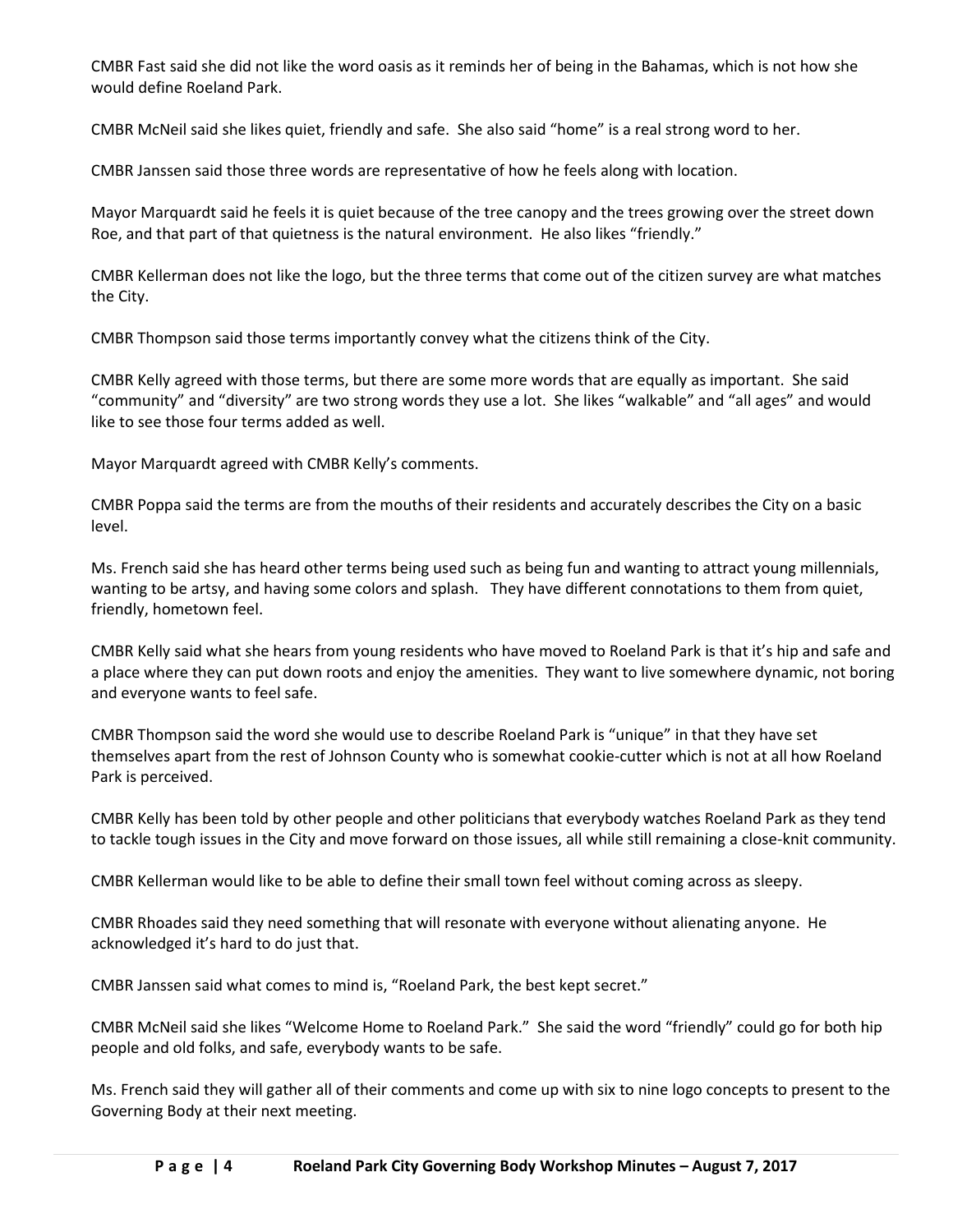CMBR Fast said she did not like the word oasis as it reminds her of being in the Bahamas, which is not how she would define Roeland Park.

CMBR McNeil said she likes quiet, friendly and safe. She also said "home" is a real strong word to her.

CMBR Janssen said those three words are representative of how he feels along with location.

Mayor Marquardt said he feels it is quiet because of the tree canopy and the trees growing over the street down Roe, and that part of that quietness is the natural environment. He also likes "friendly."

CMBR Kellerman does not like the logo, but the three terms that come out of the citizen survey are what matches the City.

CMBR Thompson said those terms importantly convey what the citizens think of the City.

CMBR Kelly agreed with those terms, but there are some more words that are equally as important. She said "community" and "diversity" are two strong words they use a lot. She likes "walkable" and "all ages" and would like to see those four terms added as well.

Mayor Marquardt agreed with CMBR Kelly's comments.

CMBR Poppa said the terms are from the mouths of their residents and accurately describes the City on a basic level.

Ms. French said she has heard other terms being used such as being fun and wanting to attract young millennials, wanting to be artsy, and having some colors and splash. They have different connotations to them from quiet, friendly, hometown feel.

CMBR Kelly said what she hears from young residents who have moved to Roeland Park is that it's hip and safe and a place where they can put down roots and enjoy the amenities. They want to live somewhere dynamic, not boring and everyone wants to feel safe.

CMBR Thompson said the word she would use to describe Roeland Park is "unique" in that they have set themselves apart from the rest of Johnson County who is somewhat cookie-cutter which is not at all how Roeland Park is perceived.

CMBR Kelly has been told by other people and other politicians that everybody watches Roeland Park as they tend to tackle tough issues in the City and move forward on those issues, all while still remaining a close-knit community.

CMBR Kellerman would like to be able to define their small town feel without coming across as sleepy.

CMBR Rhoades said they need something that will resonate with everyone without alienating anyone. He acknowledged it's hard to do just that.

CMBR Janssen said what comes to mind is, "Roeland Park, the best kept secret."

CMBR McNeil said she likes "Welcome Home to Roeland Park." She said the word "friendly" could go for both hip people and old folks, and safe, everybody wants to be safe.

Ms. French said they will gather all of their comments and come up with six to nine logo concepts to present to the Governing Body at their next meeting.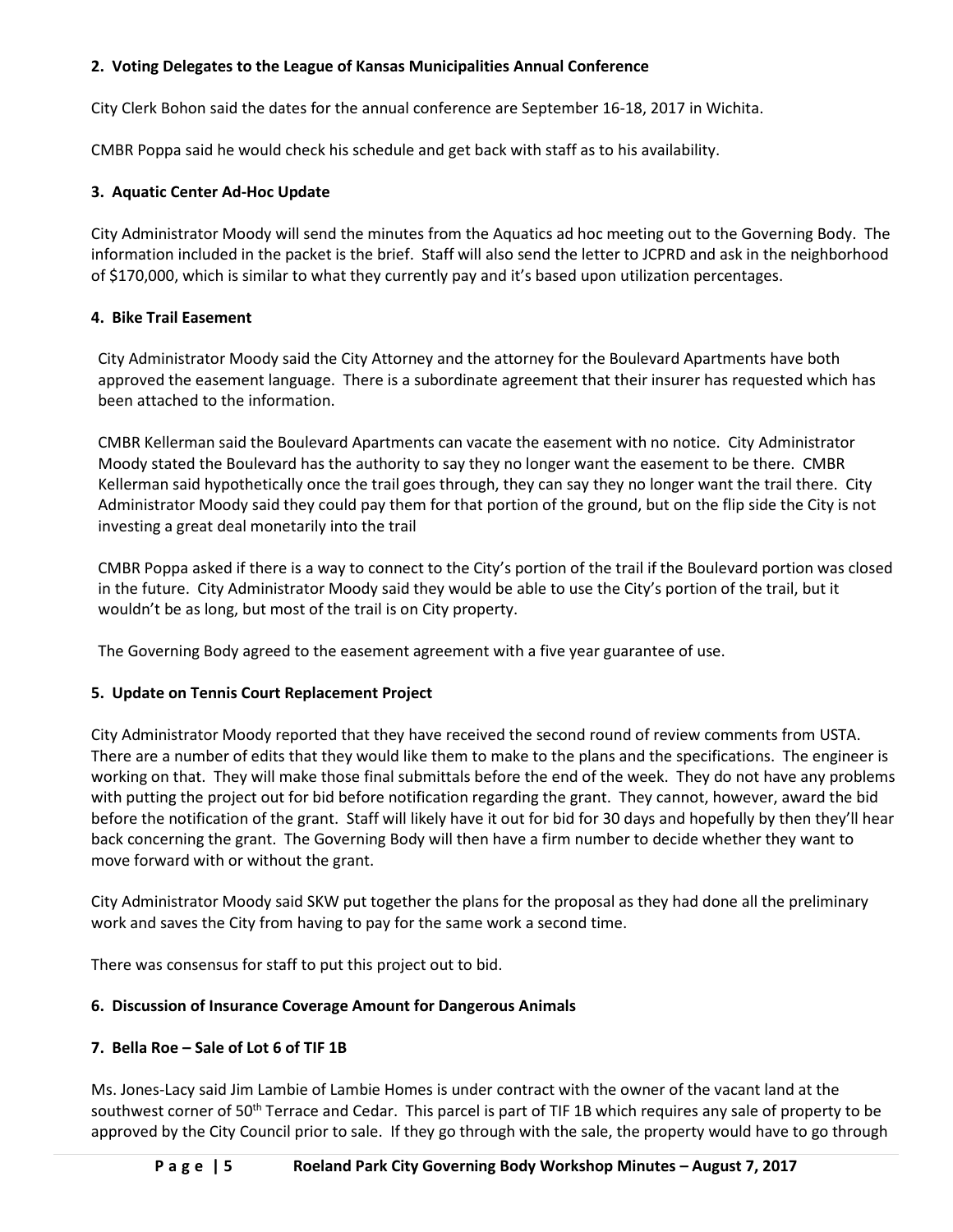**2. Voting Delegates to the League of Kansas Municipalities Annual Conference**

City Clerk Bohon said the dates for the annual conference are September 16-18, 2017 in Wichita.

CMBR Poppa said he would check his schedule and get back with staff as to his availability.

**3. Aquatic Center Ad-Hoc Update**

City Administrator Moody will send the minutes from the Aquatics ad hoc meeting out to the Governing Body. The information included in the packet is the brief. Staff will also send the letter to JCPRD and ask in the neighborhood of $170,000, which is similar to what they currently pay and it's based upon utilization percentages.

**4. Bike Trail Easement**

City Administrator Moody said the City Attorney and the attorney for the Boulevard Apartments have both approved the easement language. There is a subordinate agreement that their insurer has requested which has been attached to the information.

CMBR Kellerman said the Boulevard Apartments can vacate the easement with no notice. City Administrator Moody stated the Boulevard has the authority to say they no longer want the easement to be there. CMBR Kellerman said hypothetically once the trail goes through, they can say they no longer want the trail there. City Administrator Moody said they could pay them for that portion of the ground, but on the flip side the City is not investing a great deal monetarily into the trail

CMBR Poppa asked if there is a way to connect to the City's portion of the trail if the Boulevard portion was closed in the future. City Administrator Moody said they would be able to use the City's portion of the trail, but it wouldn't be as long, but most of the trail is on City property.

The Governing Body agreed to the easement agreement with a five year guarantee of use.

**5. Update on Tennis Court Replacement Project**

City Administrator Moody reported that they have received the second round of review comments from USTA. There are a number of edits that they would like them to make to the plans and the specifications. The engineer is working on that. They will make those final submittals before the end of the week. They do not have any problems with putting the project out for bid before notification regarding the grant. They cannot, however, award the bid before the notification of the grant. Staff will likely have it out for bid for 30 days and hopefully by then they'll hear back concerning the grant. The Governing Body will then have a firm number to decide whether they want to move forward with or without the grant.

City Administrator Moody said SKW put together the plans for the proposal as they had done all the preliminary work and saves the City from having to pay for the same work a second time.

There was consensus for staff to put this project out to bid.

**6. Discussion of Insurance Coverage Amount for Dangerous Animals**

**7. Bella Roe – Sale of Lot 6 of TIF 1B**

Ms. Jones-Lacy said Jim Lambie of Lambie Homes is under contract with the owner of the vacant land at the southwest corner of 50th Terrace and Cedar. This parcel is part of TIF 1B which requires any sale of property to be approved by the City Council prior to sale. If they go through with the sale, the property would have to go through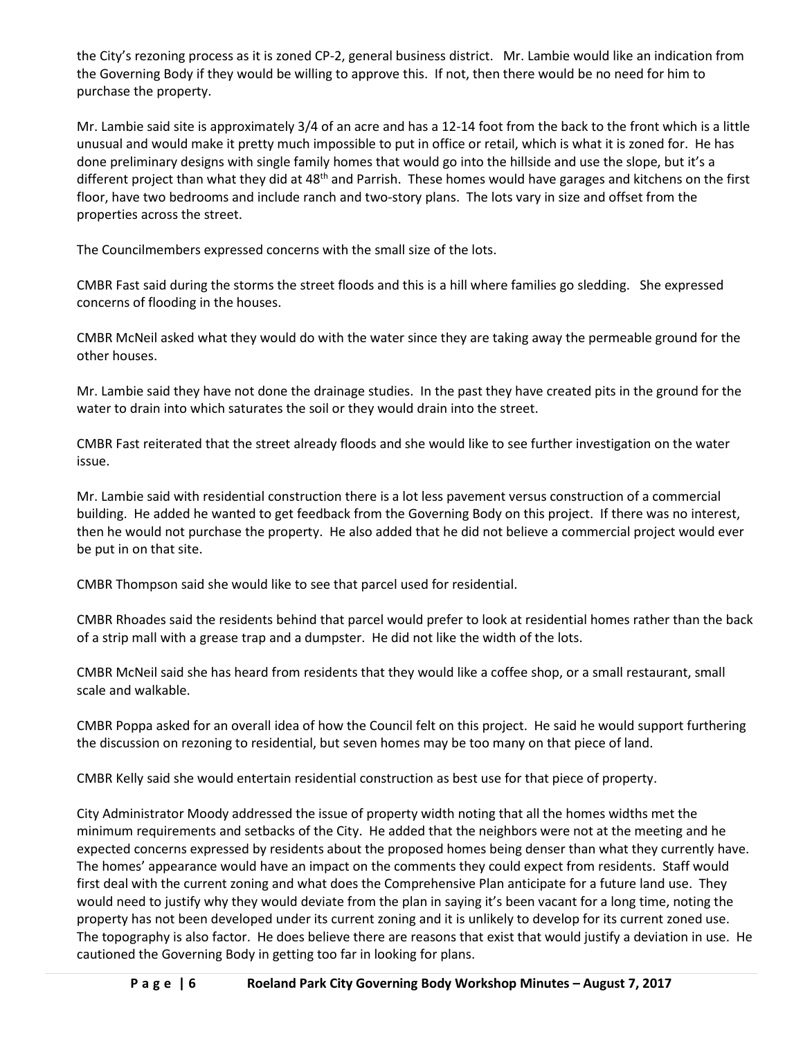the City's rezoning process as it is zoned CP-2, general business district. Mr. Lambie would like an indication from the Governing Body if they would be willing to approve this. If not, then there would be no need for him to purchase the property.

Mr. Lambie said site is approximately 3/4 of an acre and has a 12-14 foot from the back to the front which is a little unusual and would make it pretty much impossible to put in office or retail, which is what it is zoned for. He has done preliminary designs with single family homes that would go into the hillside and use the slope, but it's a different project than what they did at 48th and Parrish. These homes would have garages and kitchens on the first floor, have two bedrooms and include ranch and two-story plans. The lots vary in size and offset from the properties across the street.

The Councilmembers expressed concerns with the small size of the lots.

CMBR Fast said during the storms the street floods and this is a hill where families go sledding. She expressed concerns of flooding in the houses.

CMBR McNeil asked what they would do with the water since they are taking away the permeable ground for the other houses.

Mr. Lambie said they have not done the drainage studies. In the past they have created pits in the ground for the water to drain into which saturates the soil or they would drain into the street.

CMBR Fast reiterated that the street already floods and she would like to see further investigation on the water issue.

Mr. Lambie said with residential construction there is a lot less pavement versus construction of a commercial building. He added he wanted to get feedback from the Governing Body on this project. If there was no interest, then he would not purchase the property. He also added that he did not believe a commercial project would ever be put in on that site.

CMBR Thompson said she would like to see that parcel used for residential.

CMBR Rhoades said the residents behind that parcel would prefer to look at residential homes rather than the back of a strip mall with a grease trap and a dumpster. He did not like the width of the lots.

CMBR McNeil said she has heard from residents that they would like a coffee shop, or a small restaurant, small scale and walkable.

CMBR Poppa asked for an overall idea of how the Council felt on this project. He said he would support furthering the discussion on rezoning to residential, but seven homes may be too many on that piece of land.

CMBR Kelly said she would entertain residential construction as best use for that piece of property.

City Administrator Moody addressed the issue of property width noting that all the homes widths met the minimum requirements and setbacks of the City. He added that the neighbors were not at the meeting and he expected concerns expressed by residents about the proposed homes being denser than what they currently have. The homes' appearance would have an impact on the comments they could expect from residents. Staff would first deal with the current zoning and what does the Comprehensive Plan anticipate for a future land use. They would need to justify why they would deviate from the plan in saying it's been vacant for a long time, noting the property has not been developed under its current zoning and it is unlikely to develop for its current zoned use. The topography is also factor. He does believe there are reasons that exist that would justify a deviation in use. He cautioned the Governing Body in getting too far in looking for plans.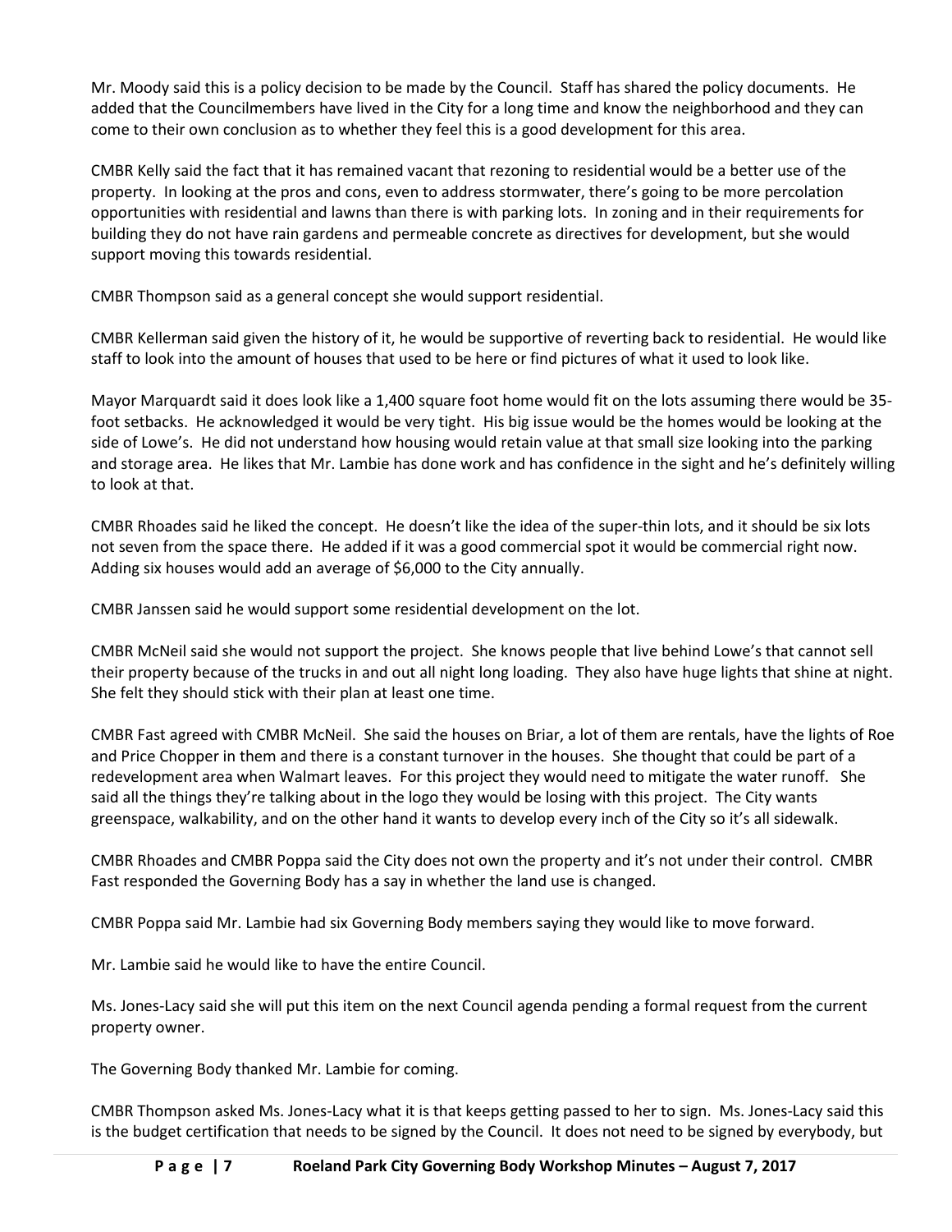Mr. Moody said this is a policy decision to be made by the Council. Staff has shared the policy documents. He added that the Councilmembers have lived in the City for a long time and know the neighborhood and they can come to their own conclusion as to whether they feel this is a good development for this area.

CMBR Kelly said the fact that it has remained vacant that rezoning to residential would be a better use of the property. In looking at the pros and cons, even to address stormwater, there's going to be more percolation opportunities with residential and lawns than there is with parking lots. In zoning and in their requirements for building they do not have rain gardens and permeable concrete as directives for development, but she would support moving this towards residential.

CMBR Thompson said as a general concept she would support residential.

CMBR Kellerman said given the history of it, he would be supportive of reverting back to residential. He would like staff to look into the amount of houses that used to be here or find pictures of what it used to look like.

Mayor Marquardt said it does look like a 1,400 square foot home would fit on the lots assuming there would be 35-foot setbacks. He acknowledged it would be very tight. His big issue would be the homes would be looking at the side of Lowe's. He did not understand how housing would retain value at that small size looking into the parking and storage area. He likes that Mr. Lambie has done work and has confidence in the sight and he's definitely willing to look at that.

CMBR Rhoades said he liked the concept. He doesn't like the idea of the super-thin lots, and it should be six lots not seven from the space there. He added if it was a good commercial spot it would be commercial right now. Adding six houses would add an average of $6,000 to the City annually.

CMBR Janssen said he would support some residential development on the lot.

CMBR McNeil said she would not support the project. She knows people that live behind Lowe's that cannot sell their property because of the trucks in and out all night long loading. They also have huge lights that shine at night. She felt they should stick with their plan at least one time.

CMBR Fast agreed with CMBR McNeil. She said the houses on Briar, a lot of them are rentals, have the lights of Roe and Price Chopper in them and there is a constant turnover in the houses. She thought that could be part of a redevelopment area when Walmart leaves. For this project they would need to mitigate the water runoff. She said all the things they're talking about in the logo they would be losing with this project. The City wants greenspace, walkability, and on the other hand it wants to develop every inch of the City so it's all sidewalk.

CMBR Rhoades and CMBR Poppa said the City does not own the property and it's not under their control. CMBR Fast responded the Governing Body has a say in whether the land use is changed.

CMBR Poppa said Mr. Lambie had six Governing Body members saying they would like to move forward.

Mr. Lambie said he would like to have the entire Council.

Ms. Jones-Lacy said she will put this item on the next Council agenda pending a formal request from the current property owner.

The Governing Body thanked Mr. Lambie for coming.

CMBR Thompson asked Ms. Jones-Lacy what it is that keeps getting passed to her to sign. Ms. Jones-Lacy said this is the budget certification that needs to be signed by the Council. It does not need to be signed by everybody, but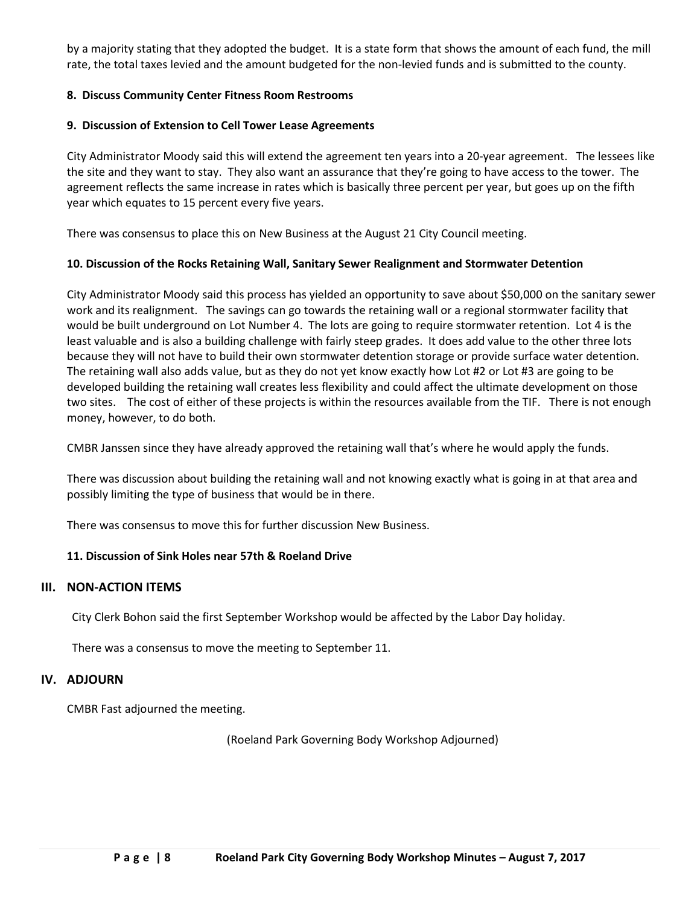by a majority stating that they adopted the budget. It is a state form that shows the amount of each fund, the mill rate, the total taxes levied and the amount budgeted for the non-levied funds and is submitted to the county.

**8. Discuss Community Center Fitness Room Restrooms**

**9. Discussion of Extension to Cell Tower Lease Agreements**

City Administrator Moody said this will extend the agreement ten years into a 20-year agreement. The lessees like the site and they want to stay. They also want an assurance that they're going to have access to the tower. The agreement reflects the same increase in rates which is basically three percent per year, but goes up on the fifth year which equates to 15 percent every five years.

There was consensus to place this on New Business at the August 21 City Council meeting.

**10. Discussion of the Rocks Retaining Wall, Sanitary Sewer Realignment and Stormwater Detention**

City Administrator Moody said this process has yielded an opportunity to save about $50,000 on the sanitary sewer work and its realignment. The savings can go towards the retaining wall or a regional stormwater facility that would be built underground on Lot Number 4. The lots are going to require stormwater retention. Lot 4 is the least valuable and is also a building challenge with fairly steep grades. It does add value to the other three lots because they will not have to build their own stormwater detention storage or provide surface water detention. The retaining wall also adds value, but as they do not yet know exactly how Lot #2 or Lot #3 are going to be developed building the retaining wall creates less flexibility and could affect the ultimate development on those two sites. The cost of either of these projects is within the resources available from the TIF. There is not enough money, however, to do both.

CMBR Janssen since they have already approved the retaining wall that's where he would apply the funds.

There was discussion about building the retaining wall and not knowing exactly what is going in at that area and possibly limiting the type of business that would be in there.

There was consensus to move this for further discussion New Business.

**11. Discussion of Sink Holes near 57th & Roeland Drive**

## III. NON-ACTION ITEMS

City Clerk Bohon said the first September Workshop would be affected by the Labor Day holiday.

There was a consensus to move the meeting to September 11.

## IV. ADJOURN

CMBR Fast adjourned the meeting.

(Roeland Park Governing Body Workshop Adjourned)